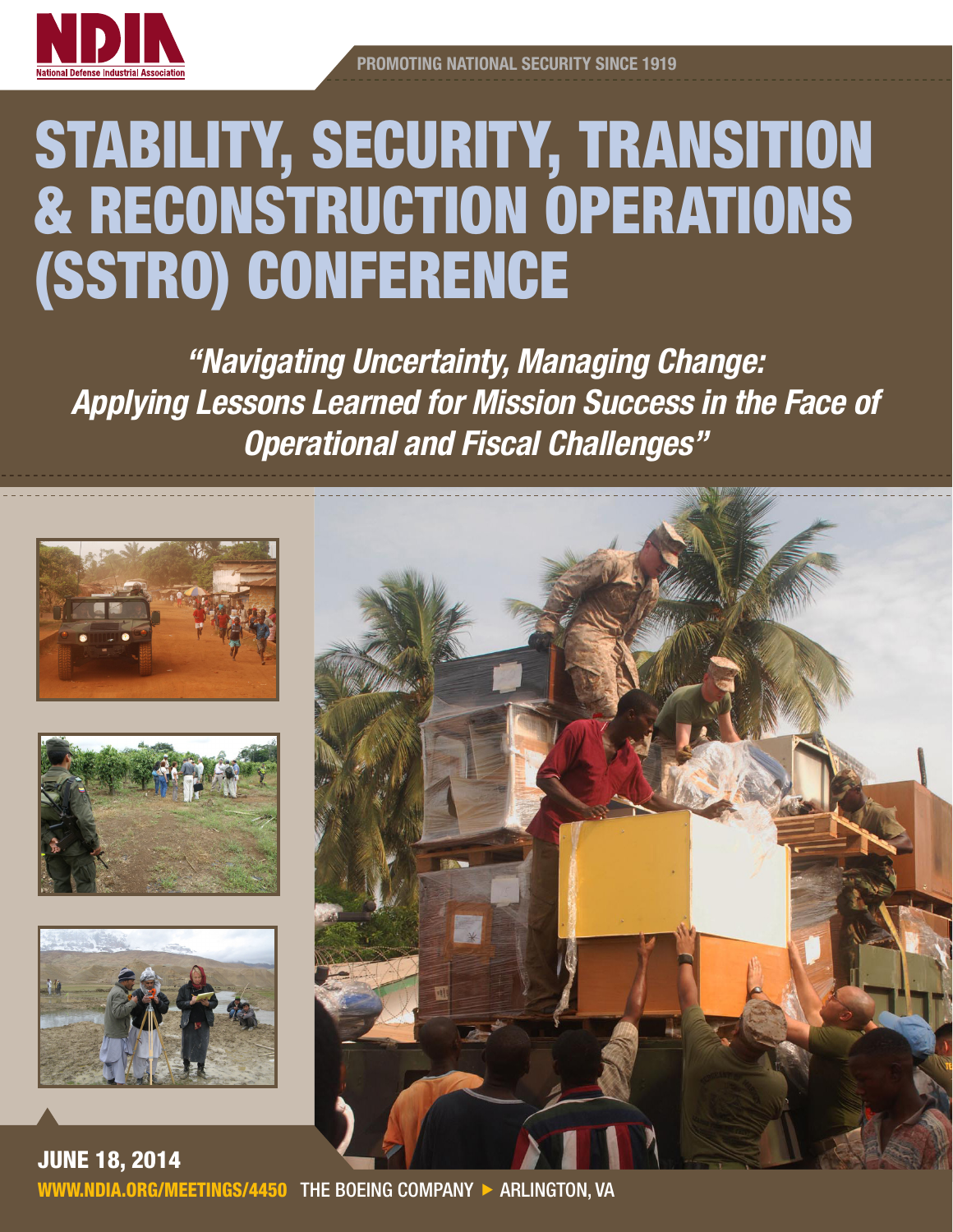NDIA
National Defense Industrial Association

PROMOTING NATIONAL SECURITY SINCE 1919

# STABILITY, SECURITY, TRANSITION & RECONSTRUCTION OPERATIONS (SSTRO) CONFERENCE

*"Navigating Uncertainty, Managing Change: Applying Lessons Learned for Mission Success in the Face of Operational and Fiscal Challenges"*

**JUNE 18, 2014**

WWW.NDIA.ORG/MEETINGS/4450 THE BOEING COMPANY ▶ ARLINGTON, VA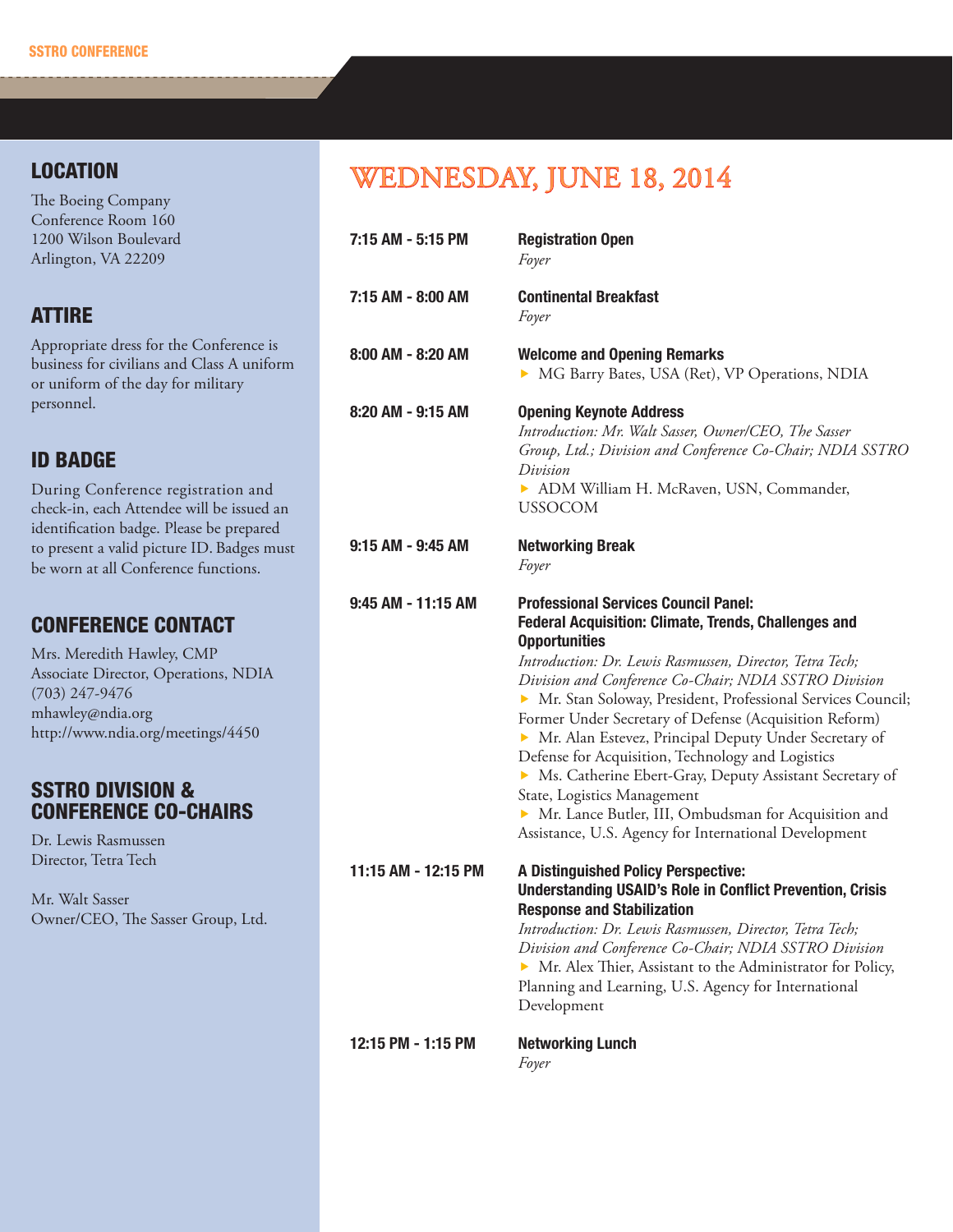## LOCATION

The Boeing Company
Conference Room 160
1200 Wilson Boulevard
Arlington, VA 22209

## ATTIRE

Appropriate dress for the Conference is business for civilians and Class A uniform or uniform of the day for military personnel.

## ID BADGE

During Conference registration and check-in, each Attendee will be issued an identification badge. Please be prepared to present a valid picture ID. Badges must be worn at all Conference functions.

## CONFERENCE CONTACT

Mrs. Meredith Hawley, CMP
Associate Director, Operations, NDIA
(703) 247-9476
mhawley@ndia.org
http://www.ndia.org/meetings/4450

## SSTRO DIVISION & CONFERENCE CO-CHAIRS

Dr. Lewis Rasmussen
Director, Tetra Tech

Mr. Walt Sasser
Owner/CEO, The Sasser Group, Ltd.

# WEDNESDAY, JUNE 18, 2014

**7:15 AM - 5:15 PM** — **Registration Open**
*Foyer*

**7:15 AM - 8:00 AM** — **Continental Breakfast**
*Foyer*

**8:00 AM - 8:20 AM** — **Welcome and Opening Remarks**
- MG Barry Bates, USA (Ret), VP Operations, NDIA

**8:20 AM - 9:15 AM** — **Opening Keynote Address**
*Introduction: Mr. Walt Sasser, Owner/CEO, The Sasser Group, Ltd.; Division and Conference Co-Chair; NDIA SSTRO Division*
- ADM William H. McRaven, USN, Commander, USSOCOM

**9:15 AM - 9:45 AM** — **Networking Break**
*Foyer*

**9:45 AM - 11:15 AM** — **Professional Services Council Panel: Federal Acquisition: Climate, Trends, Challenges and Opportunities**
*Introduction: Dr. Lewis Rasmussen, Director, Tetra Tech; Division and Conference Co-Chair; NDIA SSTRO Division*
- Mr. Stan Soloway, President, Professional Services Council; Former Under Secretary of Defense (Acquisition Reform)
- Mr. Alan Estevez, Principal Deputy Under Secretary of Defense for Acquisition, Technology and Logistics
- Ms. Catherine Ebert-Gray, Deputy Assistant Secretary of State, Logistics Management
- Mr. Lance Butler, III, Ombudsman for Acquisition and Assistance, U.S. Agency for International Development

**11:15 AM - 12:15 PM** — **A Distinguished Policy Perspective: Understanding USAID's Role in Conflict Prevention, Crisis Response and Stabilization**
*Introduction: Dr. Lewis Rasmussen, Director, Tetra Tech; Division and Conference Co-Chair; NDIA SSTRO Division*
- Mr. Alex Thier, Assistant to the Administrator for Policy, Planning and Learning, U.S. Agency for International Development

**12:15 PM - 1:15 PM** — **Networking Lunch**
*Foyer*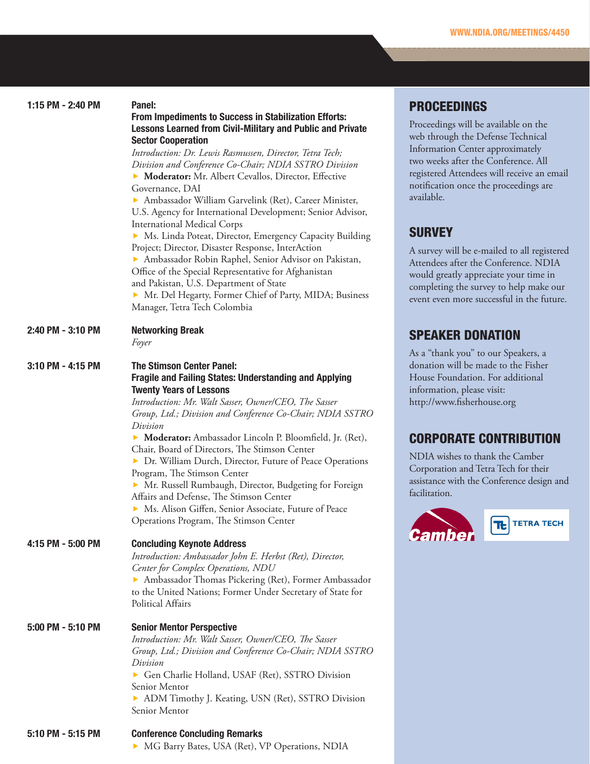**1:15 PM - 2:40 PM**

**Panel:**
**From Impediments to Success in Stabilization Efforts: Lessons Learned from Civil-Military and Public and Private Sector Cooperation**

*Introduction: Dr. Lewis Rasmussen, Director, Tetra Tech; Division and Conference Co-Chair; NDIA SSTRO Division*

- **Moderator:** Mr. Albert Cevallos, Director, Effective Governance, DAI
- Ambassador William Garvelink (Ret), Career Minister, U.S. Agency for International Development; Senior Advisor, International Medical Corps
- Ms. Linda Poteat, Director, Emergency Capacity Building Project; Director, Disaster Response, InterAction
- Ambassador Robin Raphel, Senior Advisor on Pakistan, Office of the Special Representative for Afghanistan and Pakistan, U.S. Department of State
- Mr. Del Hegarty, Former Chief of Party, MIDA; Business Manager, Tetra Tech Colombia

**2:40 PM - 3:10 PM**

**Networking Break**

*Foyer*

**3:10 PM - 4:15 PM**

**The Stimson Center Panel:**
**Fragile and Failing States: Understanding and Applying Twenty Years of Lessons**

*Introduction: Mr. Walt Sasser, Owner/CEO, The Sasser Group, Ltd.; Division and Conference Co-Chair; NDIA SSTRO Division*

- **Moderator:** Ambassador Lincoln P. Bloomfield, Jr. (Ret), Chair, Board of Directors, The Stimson Center
- Dr. William Durch, Director, Future of Peace Operations Program, The Stimson Center
- Mr. Russell Rumbaugh, Director, Budgeting for Foreign Affairs and Defense, The Stimson Center
- Ms. Alison Giffen, Senior Associate, Future of Peace Operations Program, The Stimson Center

**4:15 PM - 5:00 PM**

**Concluding Keynote Address**

*Introduction: Ambassador John E. Herbst (Ret), Director, Center for Complex Operations, NDU*

- Ambassador Thomas Pickering (Ret), Former Ambassador to the United Nations; Former Under Secretary of State for Political Affairs

**5:00 PM - 5:10 PM**

**Senior Mentor Perspective**

*Introduction: Mr. Walt Sasser, Owner/CEO, The Sasser Group, Ltd.; Division and Conference Co-Chair; NDIA SSTRO Division*

- Gen Charlie Holland, USAF (Ret), SSTRO Division Senior Mentor
- ADM Timothy J. Keating, USN (Ret), SSTRO Division Senior Mentor

**5:10 PM - 5:15 PM**

**Conference Concluding Remarks**

- MG Barry Bates, USA (Ret), VP Operations, NDIA

## PROCEEDINGS

Proceedings will be available on the web through the Defense Technical Information Center approximately two weeks after the Conference. All registered Attendees will receive an email notification once the proceedings are available.

## SURVEY

A survey will be e-mailed to all registered Attendees after the Conference. NDIA would greatly appreciate your time in completing the survey to help make our event even more successful in the future.

## SPEAKER DONATION

As a "thank you" to our Speakers, a donation will be made to the Fisher House Foundation. For additional information, please visit: http://www.fisherhouse.org

## CORPORATE CONTRIBUTION

NDIA wishes to thank the Camber Corporation and Tetra Tech for their assistance with the Conference design and facilitation.

Camber

TETRA TECH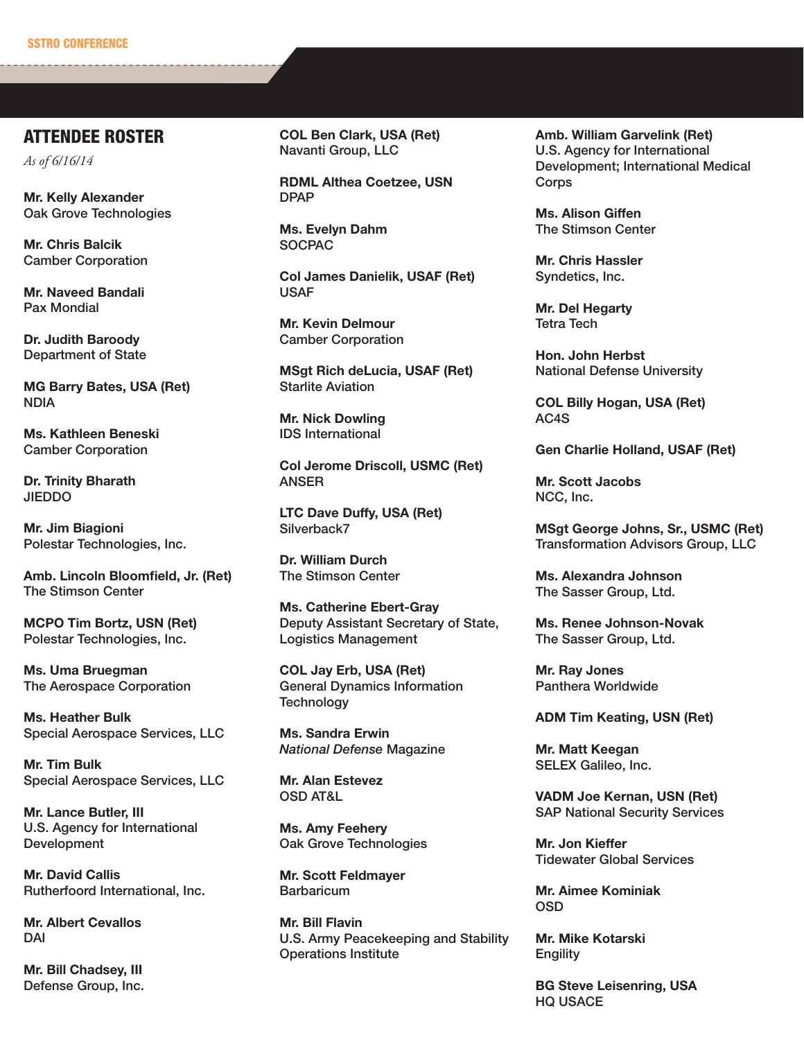## ATTENDEE ROSTER

*As of 6/16/14*

**Mr. Kelly Alexander**
Oak Grove Technologies

**Mr. Chris Balcik**
Camber Corporation

**Mr. Naveed Bandali**
Pax Mondial

**Dr. Judith Baroody**
Department of State

**MG Barry Bates, USA (Ret)**
NDIA

**Ms. Kathleen Beneski**
Camber Corporation

**Dr. Trinity Bharath**
JIEDDO

**Mr. Jim Biagioni**
Polestar Technologies, Inc.

**Amb. Lincoln Bloomfield, Jr. (Ret)**
The Stimson Center

**MCPO Tim Bortz, USN (Ret)**
Polestar Technologies, Inc.

**Ms. Uma Bruegman**
The Aerospace Corporation

**Ms. Heather Bulk**
Special Aerospace Services, LLC

**Mr. Tim Bulk**
Special Aerospace Services, LLC

**Mr. Lance Butler, III**
U.S. Agency for International Development

**Mr. David Callis**
Rutherfoord International, Inc.

**Mr. Albert Cevallos**
DAI

**Mr. Bill Chadsey, III**
Defense Group, Inc.

**COL Ben Clark, USA (Ret)**
Navanti Group, LLC

**RDML Althea Coetzee, USN**
DPAP

**Ms. Evelyn Dahm**
SOCPAC

**Col James Danielik, USAF (Ret)**
USAF

**Mr. Kevin Delmour**
Camber Corporation

**MSgt Rich deLucia, USAF (Ret)**
Starlite Aviation

**Mr. Nick Dowling**
IDS International

**Col Jerome Driscoll, USMC (Ret)**
ANSER

**LTC Dave Duffy, USA (Ret)**
Silverback7

**Dr. William Durch**
The Stimson Center

**Ms. Catherine Ebert-Gray**
Deputy Assistant Secretary of State, Logistics Management

**COL Jay Erb, USA (Ret)**
General Dynamics Information Technology

**Ms. Sandra Erwin**
*National Defense* Magazine

**Mr. Alan Estevez**
OSD AT&L

**Ms. Amy Feehery**
Oak Grove Technologies

**Mr. Scott Feldmayer**
Barbaricum

**Mr. Bill Flavin**
U.S. Army Peacekeeping and Stability Operations Institute

**Amb. William Garvelink (Ret)**
U.S. Agency for International Development; International Medical Corps

**Ms. Alison Giffen**
The Stimson Center

**Mr. Chris Hassler**
Syndetics, Inc.

**Mr. Del Hegarty**
Tetra Tech

**Hon. John Herbst**
National Defense University

**COL Billy Hogan, USA (Ret)**
AC4S

**Gen Charlie Holland, USAF (Ret)**

**Mr. Scott Jacobs**
NCC, Inc.

**MSgt George Johns, Sr., USMC (Ret)**
Transformation Advisors Group, LLC

**Ms. Alexandra Johnson**
The Sasser Group, Ltd.

**Ms. Renee Johnson-Novak**
The Sasser Group, Ltd.

**Mr. Ray Jones**
Panthera Worldwide

**ADM Tim Keating, USN (Ret)**

**Mr. Matt Keegan**
SELEX Galileo, Inc.

**VADM Joe Kernan, USN (Ret)**
SAP National Security Services

**Mr. Jon Kieffer**
Tidewater Global Services

**Mr. Aimee Kominiak**
OSD

**Mr. Mike Kotarski**
Engility

**BG Steve Leisenring, USA**
HQ USACE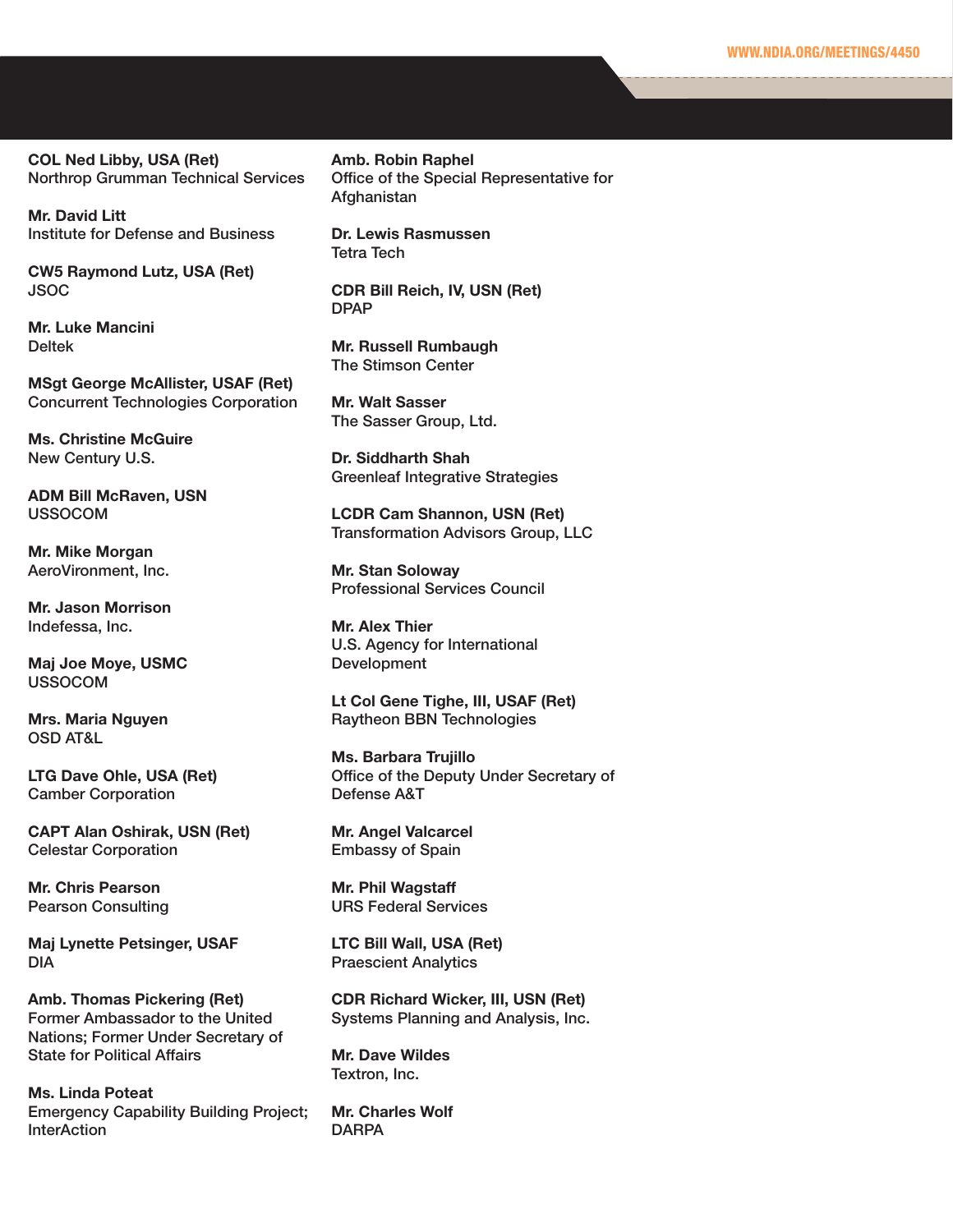**COL Ned Libby, USA (Ret)**
Northrop Grumman Technical Services

**Mr. David Litt**
Institute for Defense and Business

**CW5 Raymond Lutz, USA (Ret)**
JSOC

**Mr. Luke Mancini**
Deltek

**MSgt George McAllister, USAF (Ret)**
Concurrent Technologies Corporation

**Ms. Christine McGuire**
New Century U.S.

**ADM Bill McRaven, USN**
USSOCOM

**Mr. Mike Morgan**
AeroVironment, Inc.

**Mr. Jason Morrison**
Indefessa, Inc.

**Maj Joe Moye, USMC**
USSOCOM

**Mrs. Maria Nguyen**
OSD AT&L

**LTG Dave Ohle, USA (Ret)**
Camber Corporation

**CAPT Alan Oshirak, USN (Ret)**
Celestar Corporation

**Mr. Chris Pearson**
Pearson Consulting

**Maj Lynette Petsinger, USAF**
DIA

**Amb. Thomas Pickering (Ret)**
Former Ambassador to the United Nations; Former Under Secretary of State for Political Affairs

**Ms. Linda Poteat**
Emergency Capability Building Project; InterAction

**Amb. Robin Raphel**
Office of the Special Representative for Afghanistan

**Dr. Lewis Rasmussen**
Tetra Tech

**CDR Bill Reich, IV, USN (Ret)**
DPAP

**Mr. Russell Rumbaugh**
The Stimson Center

**Mr. Walt Sasser**
The Sasser Group, Ltd.

**Dr. Siddharth Shah**
Greenleaf Integrative Strategies

**LCDR Cam Shannon, USN (Ret)**
Transformation Advisors Group, LLC

**Mr. Stan Soloway**
Professional Services Council

**Mr. Alex Thier**
U.S. Agency for International Development

**Lt Col Gene Tighe, III, USAF (Ret)**
Raytheon BBN Technologies

**Ms. Barbara Trujillo**
Office of the Deputy Under Secretary of Defense A&T

**Mr. Angel Valcarcel**
Embassy of Spain

**Mr. Phil Wagstaff**
URS Federal Services

**LTC Bill Wall, USA (Ret)**
Praescient Analytics

**CDR Richard Wicker, III, USN (Ret)**
Systems Planning and Analysis, Inc.

**Mr. Dave Wildes**
Textron, Inc.

**Mr. Charles Wolf**
DARPA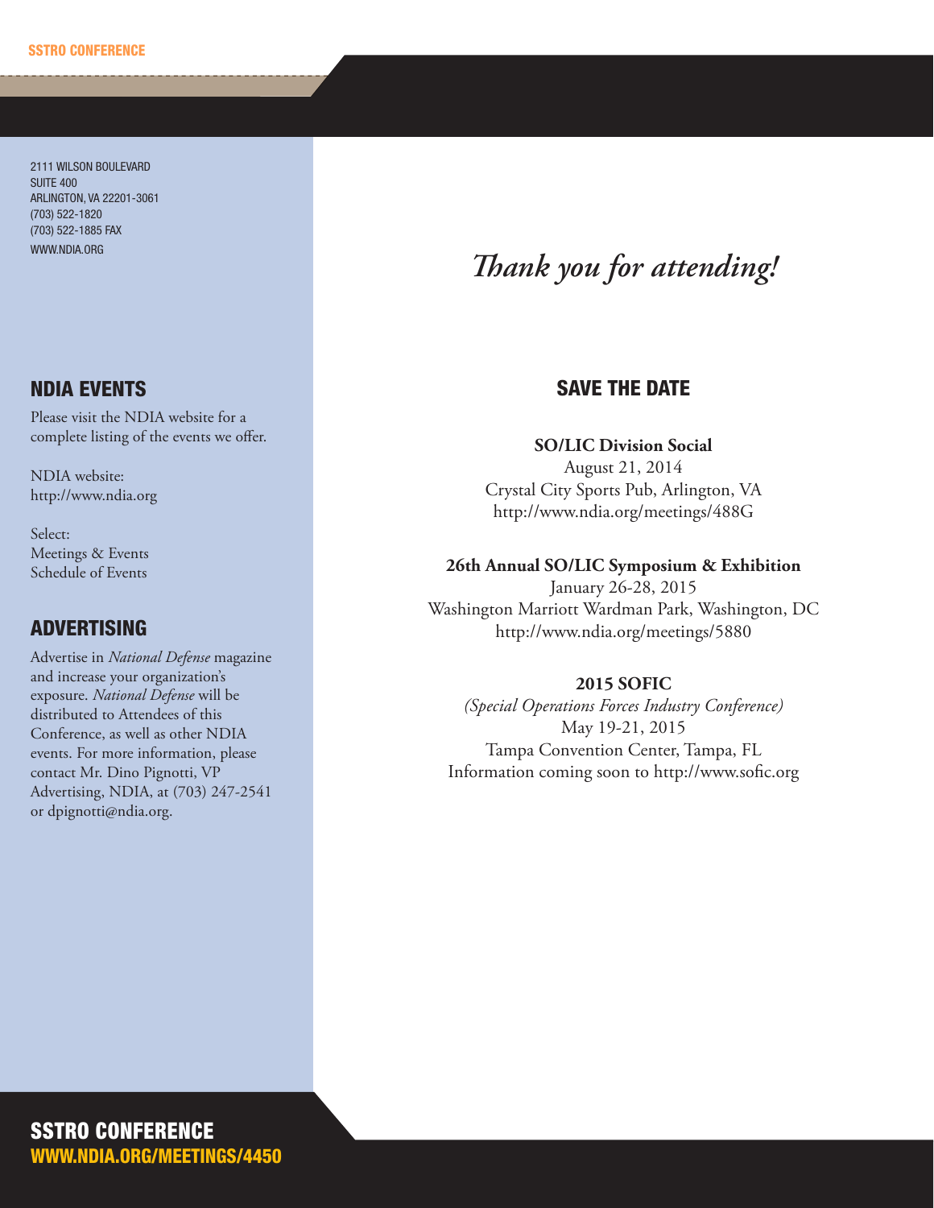2111 WILSON BOULEVARD
SUITE 400
ARLINGTON, VA 22201-3061
(703) 522-1820
(703) 522-1885 FAX
WWW.NDIA.ORG

## NDIA EVENTS

Please visit the NDIA website for a complete listing of the events we offer.

NDIA website:
http://www.ndia.org

Select:
Meetings & Events
Schedule of Events

## ADVERTISING

Advertise in *National Defense* magazine and increase your organization's exposure. *National Defense* will be distributed to Attendees of this Conference, as well as other NDIA events. For more information, please contact Mr. Dino Pignotti, VP Advertising, NDIA, at (703) 247-2541 or dpignotti@ndia.org.

# *Thank you for attending!*

## SAVE THE DATE

**SO/LIC Division Social**
August 21, 2014
Crystal City Sports Pub, Arlington, VA
http://www.ndia.org/meetings/488G

**26th Annual SO/LIC Symposium & Exhibition**
January 26-28, 2015
Washington Marriott Wardman Park, Washington, DC
http://www.ndia.org/meetings/5880

**2015 SOFIC**
*(Special Operations Forces Industry Conference)*
May 19-21, 2015
Tampa Convention Center, Tampa, FL
Information coming soon to http://www.sofic.org

**SSTRO CONFERENCE**
**WWW.NDIA.ORG/MEETINGS/4450**